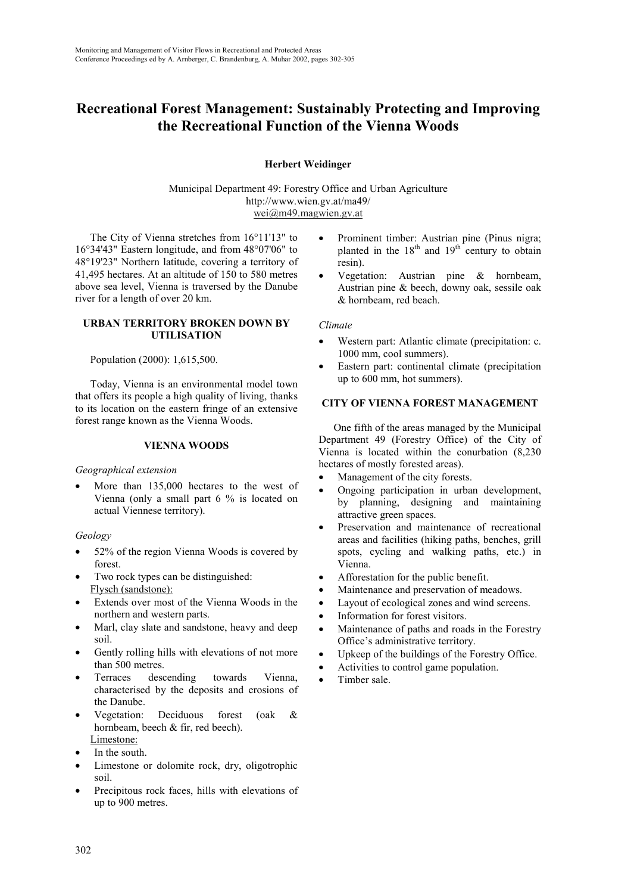# Recreational Forest Management: Sustainably Protecting and Improving the Recreational Function of the Vienna Woods

**Herbert Weidinger**

Municipal Department 49: Forestry Office and Urban Agriculture
http://www.wien.gv.at/ma49/
wei@m49.magwien.gv.at

The City of Vienna stretches from 16°11'13" to 16°34'43" Eastern longitude, and from 48°07'06" to 48°19'23" Northern latitude, covering a territory of 41,495 hectares. At an altitude of 150 to 580 metres above sea level, Vienna is traversed by the Danube river for a length of over 20 km.

## URBAN TERRITORY BROKEN DOWN BY UTILISATION

Population (2000): 1,615,500.

Today, Vienna is an environmental model town that offers its people a high quality of living, thanks to its location on the eastern fringe of an extensive forest range known as the Vienna Woods.

## VIENNA WOODS

*Geographical extension*

- More than 135,000 hectares to the west of Vienna (only a small part 6 % is located on actual Viennese territory).

*Geology*

- 52% of the region Vienna Woods is covered by forest.
- Two rock types can be distinguished:

Flysch (sandstone):

- Extends over most of the Vienna Woods in the northern and western parts.
- Marl, clay slate and sandstone, heavy and deep soil.
- Gently rolling hills with elevations of not more than 500 metres.
- Terraces descending towards Vienna, characterised by the deposits and erosions of the Danube.
- Vegetation: Deciduous forest (oak & hornbeam, beech & fir, red beech).

Limestone:

- In the south.
- Limestone or dolomite rock, dry, oligotrophic soil.
- Precipitous rock faces, hills with elevations of up to 900 metres.
- Prominent timber: Austrian pine (Pinus nigra; planted in the 18th and 19th century to obtain resin).
- Vegetation: Austrian pine & hornbeam, Austrian pine & beech, downy oak, sessile oak & hornbeam, red beach.

*Climate*

- Western part: Atlantic climate (precipitation: c. 1000 mm, cool summers).
- Eastern part: continental climate (precipitation up to 600 mm, hot summers).

## CITY OF VIENNA FOREST MANAGEMENT

One fifth of the areas managed by the Municipal Department 49 (Forestry Office) of the City of Vienna is located within the conurbation (8,230 hectares of mostly forested areas).

- Management of the city forests.
- Ongoing participation in urban development, by planning, designing and maintaining attractive green spaces.
- Preservation and maintenance of recreational areas and facilities (hiking paths, benches, grill spots, cycling and walking paths, etc.) in Vienna.
- Afforestation for the public benefit.
- Maintenance and preservation of meadows.
- Layout of ecological zones and wind screens.
- Information for forest visitors.
- Maintenance of paths and roads in the Forestry Office's administrative territory.
- Upkeep of the buildings of the Forestry Office.
- Activities to control game population.
- Timber sale.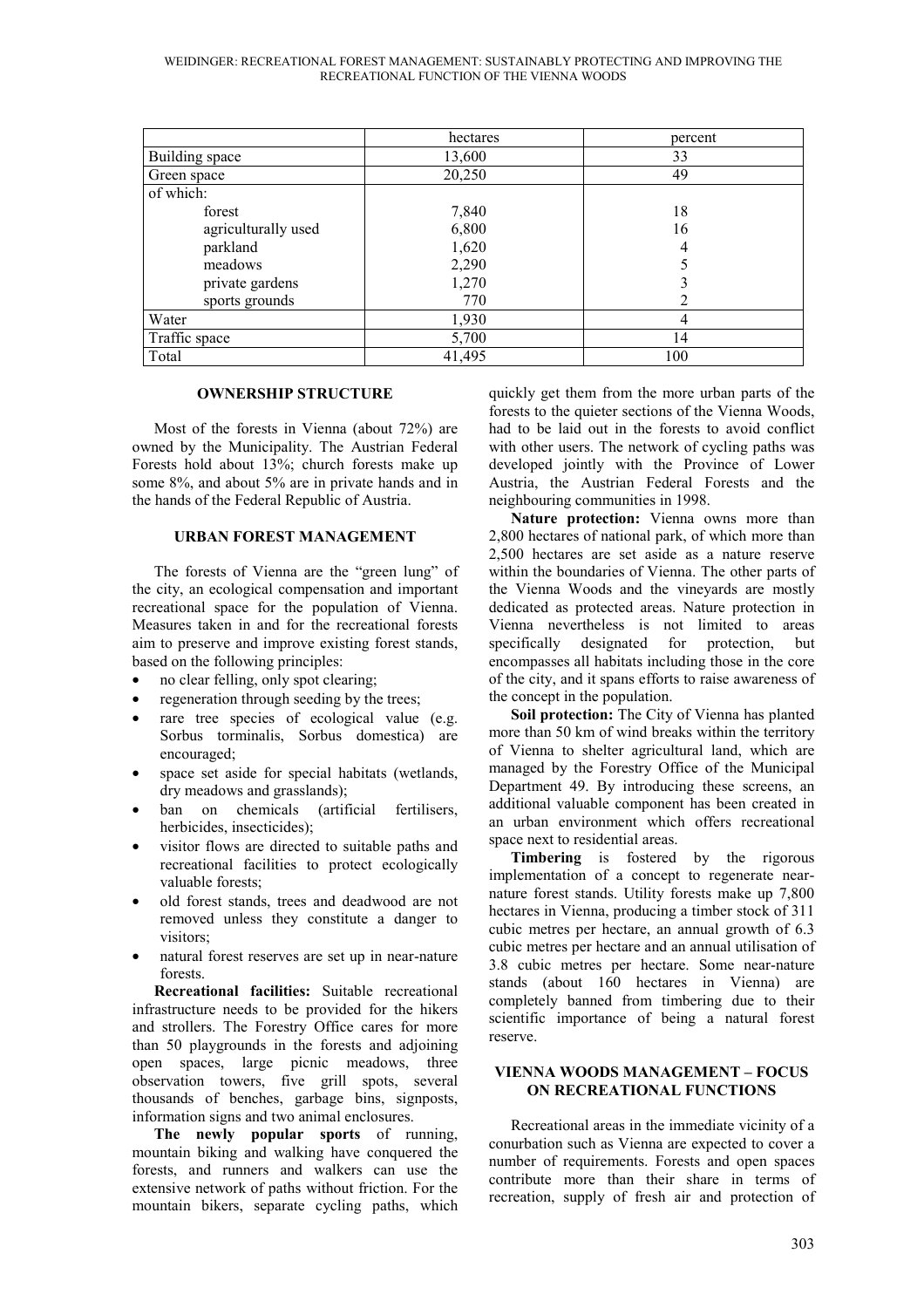| | hectares | percent |
|---|---|---|
| Building space | 13,600 | 33 |
| Green space | 20,250 | 49 |
| of which: | | |
| forest | 7,840 | 18 |
| agriculturally used | 6,800 | 16 |
| parkland | 1,620 | 4 |
| meadows | 2,290 | 5 |
| private gardens | 1,270 | 3 |
| sports grounds | 770 | 2 |
| Water | 1,930 | 4 |
| Traffic space | 5,700 | 14 |
| Total | 41,495 | 100 |

## OWNERSHIP STRUCTURE

Most of the forests in Vienna (about 72%) are owned by the Municipality. The Austrian Federal Forests hold about 13%; church forests make up some 8%, and about 5% are in private hands and in the hands of the Federal Republic of Austria.

## URBAN FOREST MANAGEMENT

The forests of Vienna are the "green lung" of the city, an ecological compensation and important recreational space for the population of Vienna. Measures taken in and for the recreational forests aim to preserve and improve existing forest stands, based on the following principles:

- no clear felling, only spot clearing;
- regeneration through seeding by the trees;
- rare tree species of ecological value (e.g. Sorbus torminalis, Sorbus domestica) are encouraged;
- space set aside for special habitats (wetlands, dry meadows and grasslands);
- ban on chemicals (artificial fertilisers, herbicides, insecticides);
- visitor flows are directed to suitable paths and recreational facilities to protect ecologically valuable forests;
- old forest stands, trees and deadwood are not removed unless they constitute a danger to visitors;
- natural forest reserves are set up in near-nature forests.

**Recreational facilities:** Suitable recreational infrastructure needs to be provided for the hikers and strollers. The Forestry Office cares for more than 50 playgrounds in the forests and adjoining open spaces, large picnic meadows, three observation towers, five grill spots, several thousands of benches, garbage bins, signposts, information signs and two animal enclosures.

**The newly popular sports** of running, mountain biking and walking have conquered the forests, and runners and walkers can use the extensive network of paths without friction. For the mountain bikers, separate cycling paths, which quickly get them from the more urban parts of the forests to the quieter sections of the Vienna Woods, had to be laid out in the forests to avoid conflict with other users. The network of cycling paths was developed jointly with the Province of Lower Austria, the Austrian Federal Forests and the neighbouring communities in 1998.

**Nature protection:** Vienna owns more than 2,800 hectares of national park, of which more than 2,500 hectares are set aside as a nature reserve within the boundaries of Vienna. The other parts of the Vienna Woods and the vineyards are mostly dedicated as protected areas. Nature protection in Vienna nevertheless is not limited to areas specifically designated for protection, but encompasses all habitats including those in the core of the city, and it spans efforts to raise awareness of the concept in the population.

**Soil protection:** The City of Vienna has planted more than 50 km of wind breaks within the territory of Vienna to shelter agricultural land, which are managed by the Forestry Office of the Municipal Department 49. By introducing these screens, an additional valuable component has been created in an urban environment which offers recreational space next to residential areas.

**Timbering** is fostered by the rigorous implementation of a concept to regenerate near-nature forest stands. Utility forests make up 7,800 hectares in Vienna, producing a timber stock of 311 cubic metres per hectare, an annual growth of 6.3 cubic metres per hectare and an annual utilisation of 3.8 cubic metres per hectare. Some near-nature stands (about 160 hectares in Vienna) are completely banned from timbering due to their scientific importance of being a natural forest reserve.

## VIENNA WOODS MANAGEMENT – FOCUS ON RECREATIONAL FUNCTIONS

Recreational areas in the immediate vicinity of a conurbation such as Vienna are expected to cover a number of requirements. Forests and open spaces contribute more than their share in terms of recreation, supply of fresh air and protection of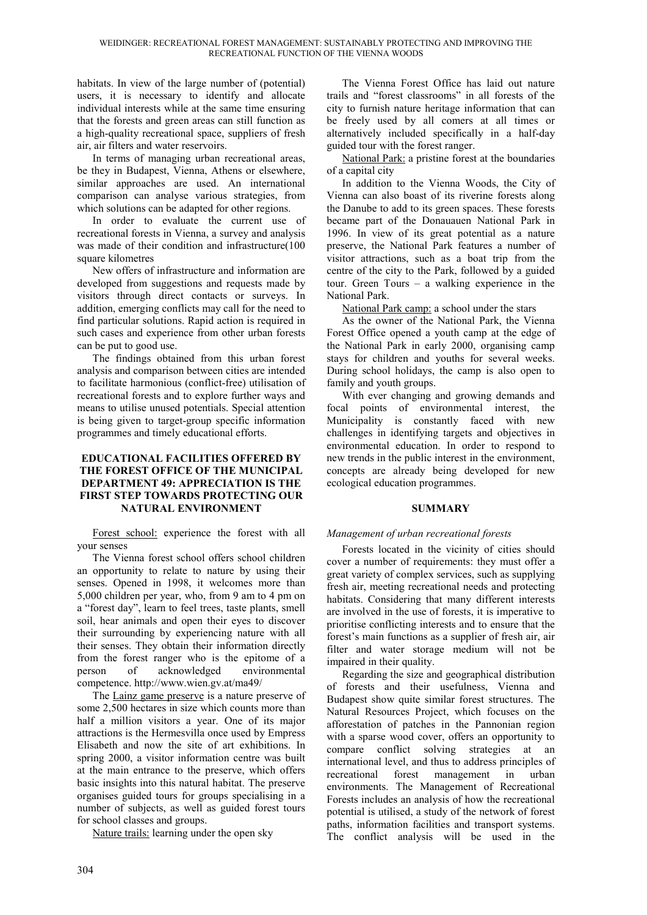habitats. In view of the large number of (potential) users, it is necessary to identify and allocate individual interests while at the same time ensuring that the forests and green areas can still function as a high-quality recreational space, suppliers of fresh air, air filters and water reservoirs.

In terms of managing urban recreational areas, be they in Budapest, Vienna, Athens or elsewhere, similar approaches are used. An international comparison can analyse various strategies, from which solutions can be adapted for other regions.

In order to evaluate the current use of recreational forests in Vienna, a survey and analysis was made of their condition and infrastructure(100 square kilometres

New offers of infrastructure and information are developed from suggestions and requests made by visitors through direct contacts or surveys. In addition, emerging conflicts may call for the need to find particular solutions. Rapid action is required in such cases and experience from other urban forests can be put to good use.

The findings obtained from this urban forest analysis and comparison between cities are intended to facilitate harmonious (conflict-free) utilisation of recreational forests and to explore further ways and means to utilise unused potentials. Special attention is being given to target-group specific information programmes and timely educational efforts.

## EDUCATIONAL FACILITIES OFFERED BY THE FOREST OFFICE OF THE MUNICIPAL DEPARTMENT 49: APPRECIATION IS THE FIRST STEP TOWARDS PROTECTING OUR NATURAL ENVIRONMENT

Forest school: experience the forest with all your senses

The Vienna forest school offers school children an opportunity to relate to nature by using their senses. Opened in 1998, it welcomes more than 5,000 children per year, who, from 9 am to 4 pm on a "forest day", learn to feel trees, taste plants, smell soil, hear animals and open their eyes to discover their surrounding by experiencing nature with all their senses. They obtain their information directly from the forest ranger who is the epitome of a person of acknowledged environmental competence. http://www.wien.gv.at/ma49/

The Lainz game preserve is a nature preserve of some 2,500 hectares in size which counts more than half a million visitors a year. One of its major attractions is the Hermesvilla once used by Empress Elisabeth and now the site of art exhibitions. In spring 2000, a visitor information centre was built at the main entrance to the preserve, which offers basic insights into this natural habitat. The preserve organises guided tours for groups specialising in a number of subjects, as well as guided forest tours for school classes and groups.

Nature trails: learning under the open sky

The Vienna Forest Office has laid out nature trails and "forest classrooms" in all forests of the city to furnish nature heritage information that can be freely used by all comers at all times or alternatively included specifically in a half-day guided tour with the forest ranger.

National Park: a pristine forest at the boundaries of a capital city

In addition to the Vienna Woods, the City of Vienna can also boast of its riverine forests along the Danube to add to its green spaces. These forests became part of the Donauauen National Park in 1996. In view of its great potential as a nature preserve, the National Park features a number of visitor attractions, such as a boat trip from the centre of the city to the Park, followed by a guided tour. Green Tours – a walking experience in the National Park.

National Park camp: a school under the stars

As the owner of the National Park, the Vienna Forest Office opened a youth camp at the edge of the National Park in early 2000, organising camp stays for children and youths for several weeks. During school holidays, the camp is also open to family and youth groups.

With ever changing and growing demands and focal points of environmental interest, the Municipality is constantly faced with new challenges in identifying targets and objectives in environmental education. In order to respond to new trends in the public interest in the environment, concepts are already being developed for new ecological education programmes.

## SUMMARY

*Management of urban recreational forests*

Forests located in the vicinity of cities should cover a number of requirements: they must offer a great variety of complex services, such as supplying fresh air, meeting recreational needs and protecting habitats. Considering that many different interests are involved in the use of forests, it is imperative to prioritise conflicting interests and to ensure that the forest's main functions as a supplier of fresh air, air filter and water storage medium will not be impaired in their quality.

Regarding the size and geographical distribution of forests and their usefulness, Vienna and Budapest show quite similar forest structures. The Natural Resources Project, which focuses on the afforestation of patches in the Pannonian region with a sparse wood cover, offers an opportunity to compare conflict solving strategies at an international level, and thus to address principles of recreational forest management in urban environments. The Management of Recreational Forests includes an analysis of how the recreational potential is utilised, a study of the network of forest paths, information facilities and transport systems. The conflict analysis will be used in the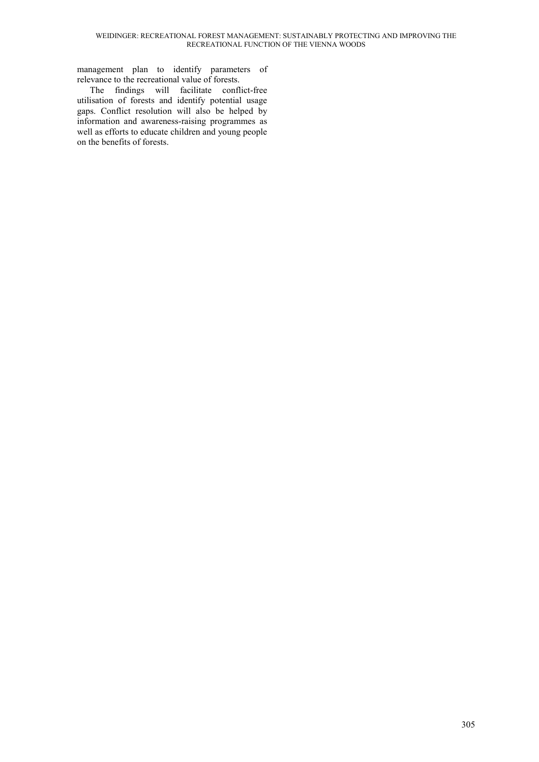management plan to identify parameters of relevance to the recreational value of forests.

The findings will facilitate conflict-free utilisation of forests and identify potential usage gaps. Conflict resolution will also be helped by information and awareness-raising programmes as well as efforts to educate children and young people on the benefits of forests.